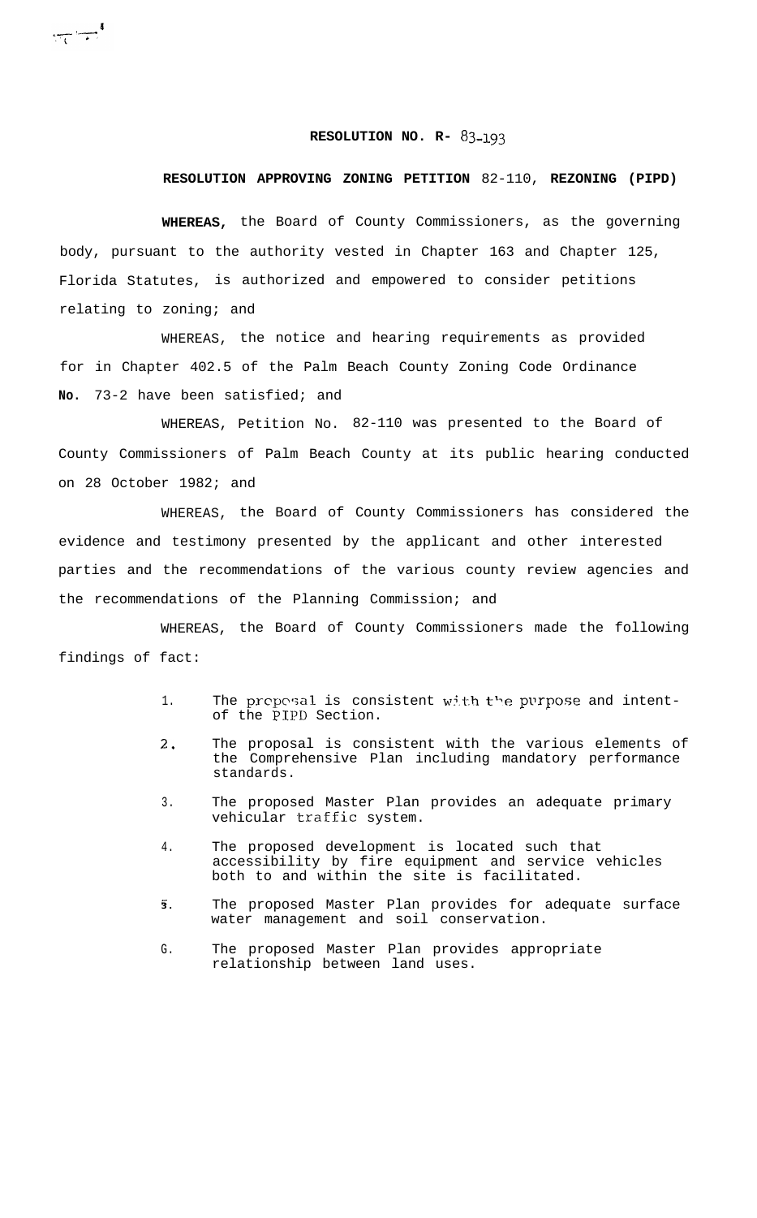**RESOLUTION NO. R- 83-193**

**RESOLUTION APPROVING ZONING PETITION 82-110, REZONING (PIPD)**

**WHEREAS,** the Board of County Commissioners, as the governing body, pursuant to the authority vested in Chapter 163 and Chapter 125, Florida Statutes, is authorized and empowered to consider petitions relating to zoning; and

WHEREAS, the notice and hearing requirements as provided for in Chapter 402.5 of the Palm Beach County Zoning Code Ordinance **No.** 73-2 have been satisfied; and

WHEREAS, Petition No. 82-110 was presented to the Board of County Commissioners of Palm Beach County at its public hearing conducted on 28 October 1982; and

WHEREAS, the Board of County Commissioners has considered the evidence and testimony presented by the applicant and other interested parties and the recommendations of the various county review agencies and the recommendations of the Planning Commission; and

WHEREAS, the Board of County Commissioners made the following findings of fact:

1. The proposal is consistent with the purpose and intent of the PIPD Section.
2. The proposal is consistent with the various elements of the Comprehensive Plan including mandatory performance standards.
3. The proposed Master Plan provides an adequate primary vehicular traffic system.
4. The proposed development is located such that accessibility by fire equipment and service vehicles both to and within the site is facilitated.
5. The proposed Master Plan provides for adequate surface water management and soil conservation.
6. The proposed Master Plan provides appropriate relationship between land uses.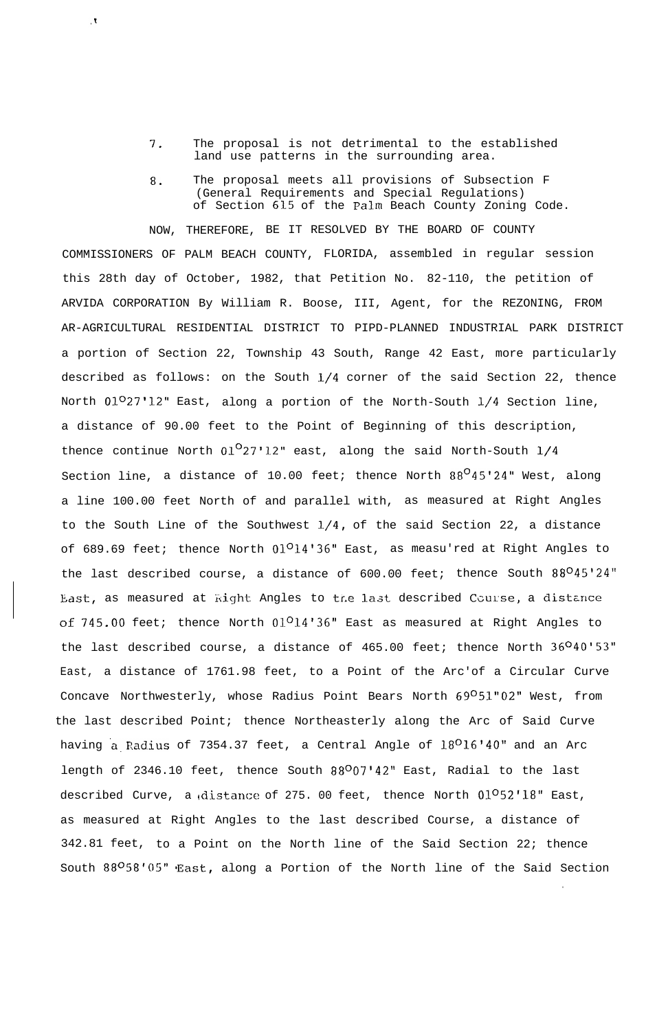7. The proposal is not detrimental to the established land use patterns in the surrounding area.

8. The proposal meets all provisions of Subsection F (General Requirements and Special Regulations) of Section 615 of the Palm Beach County Zoning Code.

NOW, THEREFORE, BE IT RESOLVED BY THE BOARD OF COUNTY COMMISSIONERS OF PALM BEACH COUNTY, FLORIDA, assembled in regular session this 28th day of October, 1982, that Petition No. 82-110, the petition of ARVIDA CORPORATION By William R. Boose, III, Agent, for the REZONING, FROM AR-AGRICULTURAL RESIDENTIAL DISTRICT TO PIPD-PLANNED INDUSTRIAL PARK DISTRICT a portion of Section 22, Township 43 South, Range 42 East, more particularly described as follows: on the South 1/4 corner of the said Section 22, thence North 01°27'12" East, along a portion of the North-South 1/4 Section line, a distance of 90.00 feet to the Point of Beginning of this description, thence continue North 01°27'12" east, along the said North-South 1/4 Section line, a distance of 10.00 feet; thence North 88°45'24" West, along a line 100.00 feet North of and parallel with, as measured at Right Angles to the South Line of the Southwest 1/4, of the said Section 22, a distance of 689.69 feet; thence North 01°14'36" East, as measu'red at Right Angles to the last described course, a distance of 600.00 feet; thence South 88°45'24" East, as measured at Right Angles to the last described Course, a distance of 745.00 feet; thence North 01°14'36" East as measured at Right Angles to the last described course, a distance of 465.00 feet; thence North 36°40'53" East, a distance of 1761.98 feet, to a Point of the Arc'of a Circular Curve Concave Northwesterly, whose Radius Point Bears North 69°51"02" West, from the last described Point; thence Northeasterly along the Arc of Said Curve having a Radius of 7354.37 feet, a Central Angle of 18°16'40" and an Arc length of 2346.10 feet, thence South 88°07'42" East, Radial to the last described Curve, a distance of 275. 00 feet, thence North 01°52'18" East, as measured at Right Angles to the last described Course, a distance of 342.81 feet, to a Point on the North line of the Said Section 22; thence South 88°58'05" East, along a Portion of the North line of the Said Section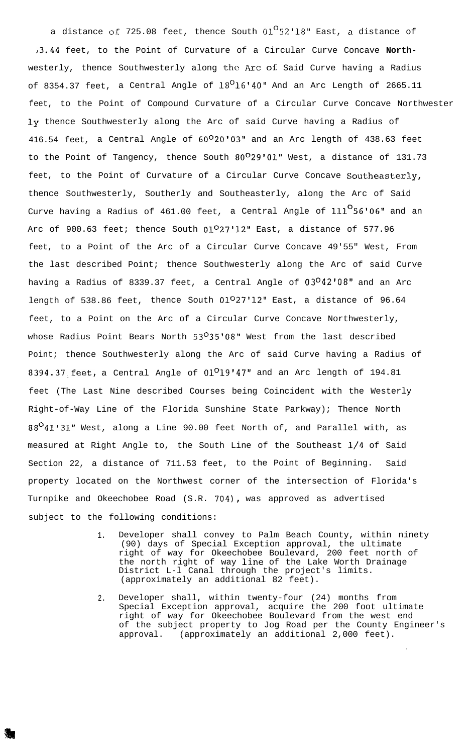a distance of 725.08 feet, thence South 01°52'18" East, a distance of ›3.44 feet, to the Point of Curvature of a Circular Curve Concave **North**-westerly, thence Southwesterly along the Arc of Said Curve having a Radius of 8354.37 feet, a Central Angle of 18°16'40" And an Arc Length of 2665.11 feet, to the Point of Compound Curvature of a Circular Curve Concave Northwesterly thence Southwesterly along the Arc of said Curve having a Radius of 416.54 feet, a Central Angle of 60°20'03" and an Arc length of 438.63 feet to the Point of Tangency, thence South 80°29'01" West, a distance of 131.73 feet, to the Point of Curvature of a Circular Curve Concave Southeasterly, thence Southwesterly, Southerly and Southeasterly, along the Arc of Said Curve having a Radius of 461.00 feet, a Central Angle of 111°56'06" and an Arc of 900.63 feet; thence South 01°27'12" East, a distance of 577.96 feet, to a Point of the Arc of a Circular Curve Concave 49'55" West, From the last described Point; thence Southwesterly along the Arc of said Curve having a Radius of 8339.37 feet, a Central Angle of 03°42'08" and an Arc length of 538.86 feet, thence South 01°27'12" East, a distance of 96.64 feet, to a Point on the Arc of a Circular Curve Concave Northwesterly, whose Radius Point Bears North 53°35'08" West from the last described Point; thence Southwesterly along the Arc of said Curve having a Radius of 8394.37 feet, a Central Angle of 01°19'47" and an Arc length of 194.81 feet (The Last Nine described Courses being Coincident with the Westerly Right-of-Way Line of the Florida Sunshine State Parkway); Thence North 88°41'31" West, along a Line 90.00 feet North of, and Parallel with, as measured at Right Angle to, the South Line of the Southeast 1/4 of Said Section 22, a distance of 711.53 feet, to the Point of Beginning. Said property located on the Northwest corner of the intersection of Florida's Turnpike and Okeechobee Road (S.R. 704), was approved as advertised subject to the following conditions:

1. Developer shall convey to Palm Beach County, within ninety (90) days of Special Exception approval, the ultimate right of way for Okeechobee Boulevard, 200 feet north of the north right of way line of the Lake Worth Drainage District L-l Canal through the project's limits. (approximately an additional 82 feet).

2. Developer shall, within twenty-four (24) months from Special Exception approval, acquire the 200 foot ultimate right of way for Okeechobee Boulevard from the west end of the subject property to Jog Road per the County Engineer's approval. (approximately an additional 2,000 feet).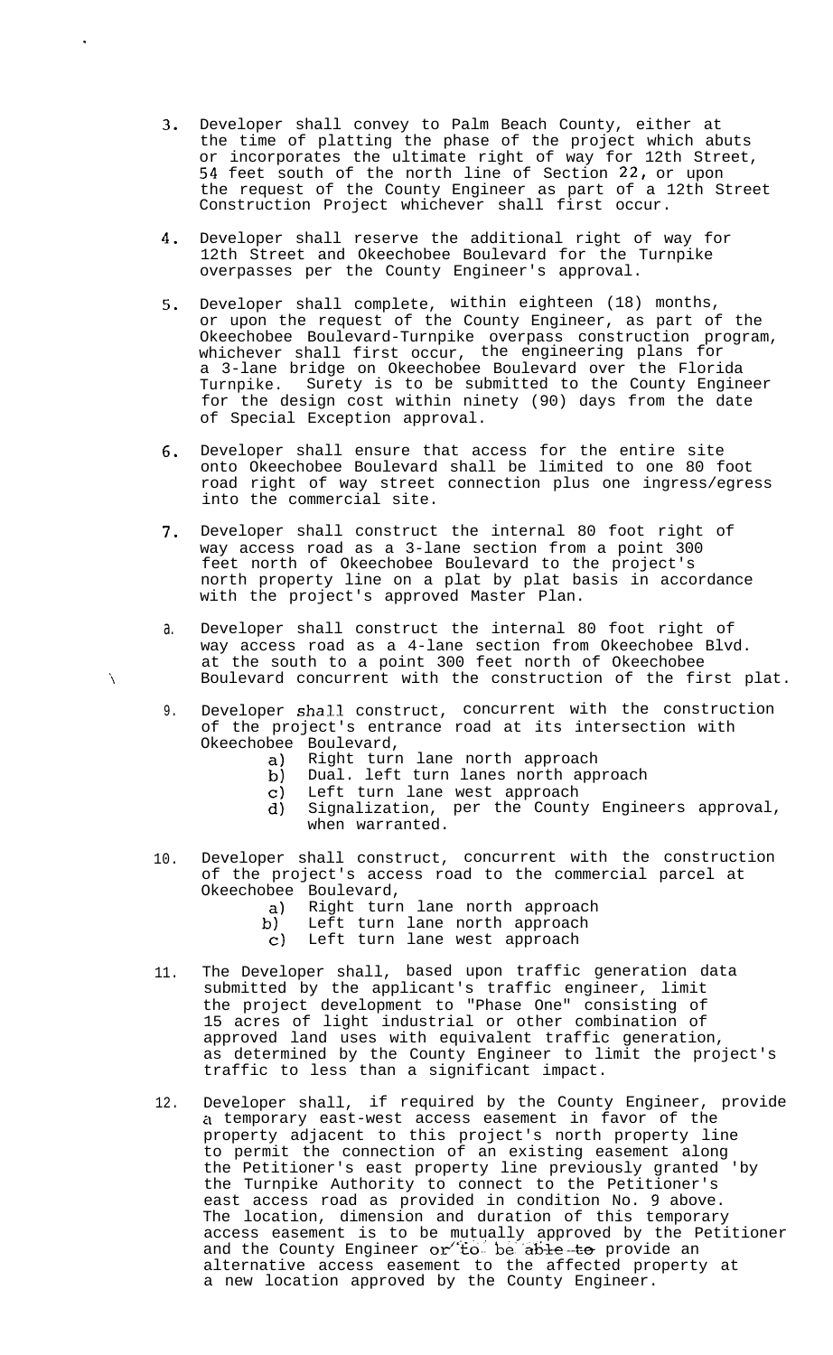3. Developer shall convey to Palm Beach County, either at the time of platting the phase of the project which abuts or incorporates the ultimate right of way for 12th Street, 54 feet south of the north line of Section 22, or upon the request of the County Engineer as part of a 12th Street Construction Project whichever shall first occur.

4. Developer shall reserve the additional right of way for 12th Street and Okeechobee Boulevard for the Turnpike overpasses per the County Engineer's approval.

5. Developer shall complete, within eighteen (18) months, or upon the request of the County Engineer, as part of the Okeechobee Boulevard-Turnpike overpass construction program, whichever shall first occur, the engineering plans for a 3-lane bridge on Okeechobee Boulevard over the Florida Turnpike. Surety is to be submitted to the County Engineer for the design cost within ninety (90) days from the date of Special Exception approval.

6. Developer shall ensure that access for the entire site onto Okeechobee Boulevard shall be limited to one 80 foot road right of way street connection plus one ingress/egress into the commercial site.

7. Developer shall construct the internal 80 foot right of way access road as a 3-lane section from a point 300 feet north of Okeechobee Boulevard to the project's north property line on a plat by plat basis in accordance with the project's approved Master Plan.

8. Developer shall construct the internal 80 foot right of way access road as a 4-lane section from Okeechobee Blvd. at the south to a point 300 feet north of Okeechobee Boulevard concurrent with the construction of the first plat.

9. Developer shall construct, concurrent with the construction of the project's entrance road at its intersection with Okeechobee Boulevard,
   a) Right turn lane north approach
   b) Dual. left turn lanes north approach
   c) Left turn lane west approach
   d) Signalization, per the County Engineers approval, when warranted.

10. Developer shall construct, concurrent with the construction of the project's access road to the commercial parcel at Okeechobee Boulevard,
    a) Right turn lane north approach
    b) Left turn lane north approach
    c) Left turn lane west approach

11. The Developer shall, based upon traffic generation data submitted by the applicant's traffic engineer, limit the project development to "Phase One" consisting of 15 acres of light industrial or other combination of approved land uses with equivalent traffic generation, as determined by the County Engineer to limit the project's traffic to less than a significant impact.

12. Developer shall, if required by the County Engineer, provide a temporary east-west access easement in favor of the property adjacent to this project's north property line to permit the connection of an existing easement along the Petitioner's east property line previously granted 'by the Turnpike Authority to connect to the Petitioner's east access road as provided in condition No. 9 above. The location, dimension and duration of this temporary access easement is to be mutually approved by the Petitioner and the County Engineer or to be able to provide an alternative access easement to the affected property at a new location approved by the County Engineer.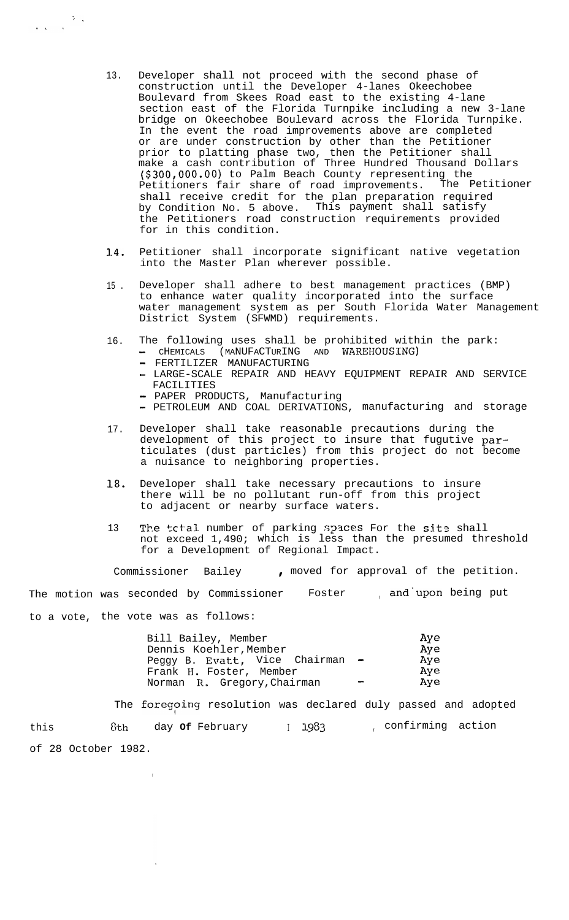13. Developer shall not proceed with the second phase of construction until the Developer 4-lanes Okeechobee Boulevard from Skees Road east to the existing 4-lane section east of the Florida Turnpike including a new 3-lane bridge on Okeechobee Boulevard across the Florida Turnpike. In the event the road improvements above are completed or are under construction by other than the Petitioner prior to platting phase two, then the Petitioner shall make a cash contribution of Three Hundred Thousand Dollars ($300,000.00) to Palm Beach County representing the Petitioners fair share of road improvements. The Petitioner shall receive credit for the plan preparation required by Condition No. 5 above. This payment shall satisfy the Petitioners road construction requirements provided for in this condition.

14. Petitioner shall incorporate significant native vegetation into the Master Plan wherever possible.

15. Developer shall adhere to best management practices (BMP) to enhance water quality incorporated into the surface water management system as per South Florida Water Management District System (SFWMD) requirements.

16. The following uses shall be prohibited within the park:
    - CHEMICALS (MANUFACTURING AND WAREHOUSING)
    - FERTILIZER MANUFACTURING
    - LARGE-SCALE REPAIR AND HEAVY EQUIPMENT REPAIR AND SERVICE FACILITIES
    - PAPER PRODUCTS, Manufacturing
    - PETROLEUM AND COAL DERIVATIONS, manufacturing and storage

17. Developer shall take reasonable precautions during the development of this project to insure that fugutive particulates (dust particles) from this project do not become a nuisance to neighboring properties.

18. Developer shall take necessary precautions to insure there will be no pollutant run-off from this project to adjacent or nearby surface waters.

13 The total number of parking spaces for the site shall not exceed 1,490; which is less than the presumed threshold for a Development of Regional Impact.

Commissioner Bailey, moved for approval of the petition. The motion was seconded by Commissioner Foster, and upon being put to a vote, the vote was as follows:

| | |
|---|---|
| Bill Bailey, Member | Aye |
| Dennis Koehler, Member | Aye |
| Peggy B. Evatt, Vice Chairman - | Aye |
| Frank H. Foster, Member | Aye |
| Norman R. Gregory, Chairman - | Aye |

The foregoing resolution was declared duly passed and adopted this 8th day of February, 1983, confirming action of 28 October 1982.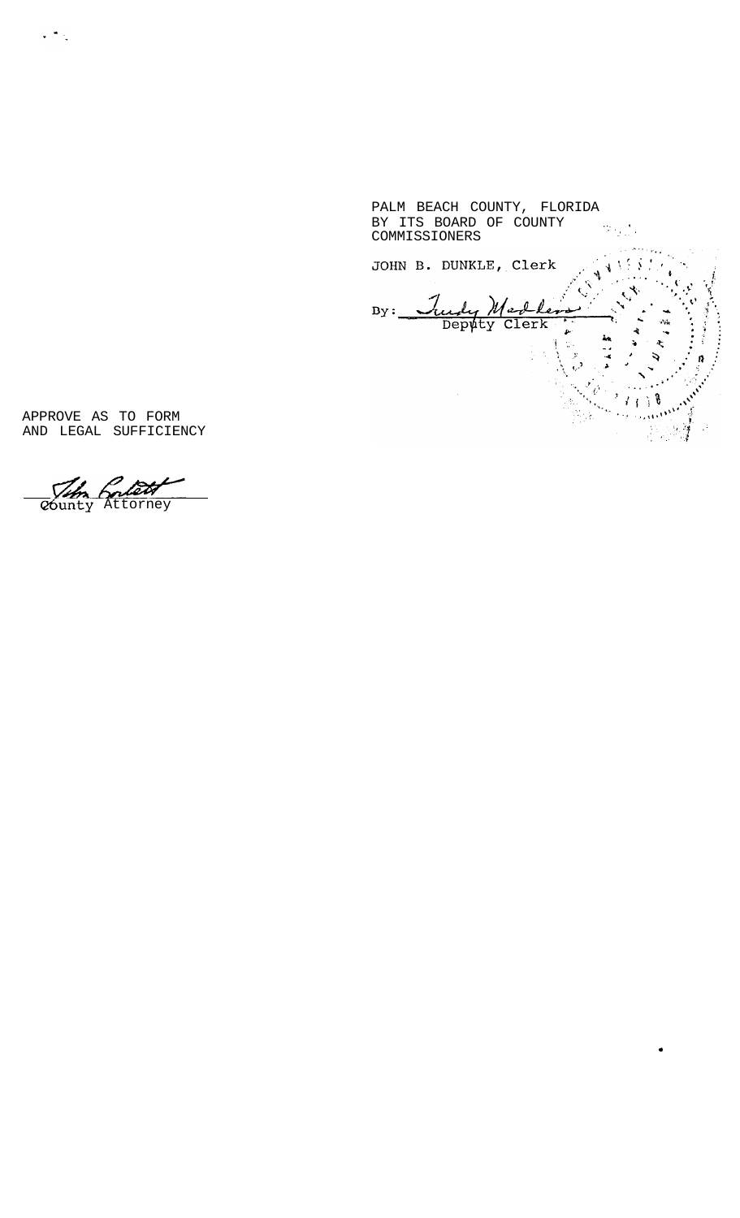PALM BEACH COUNTY, FLORIDA
BY ITS BOARD OF COUNTY
COMMISSIONERS

JOHN B. DUNKLE, Clerk

By: Judy Medlera
Deputy Clerk

APPROVE AS TO FORM
AND LEGAL SUFFICIENCY

County Attorney